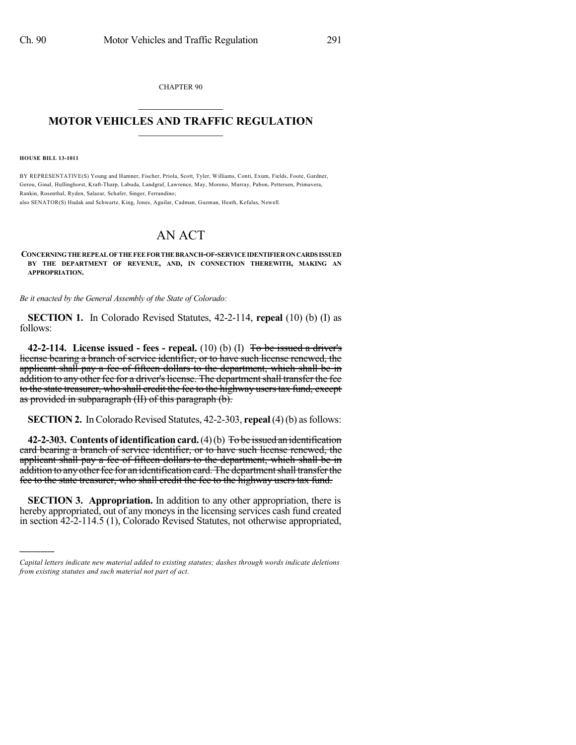CHAPTER 90

## MOTOR VEHICLES AND TRAFFIC REGULATION

**HOUSE BILL 13-1011**

BY REPRESENTATIVE(S) Young and Hamner, Fischer, Priola, Scott, Tyler, Williams, Conti, Exum, Fields, Foote, Gardner, Gerou, Ginal, Hullinghorst, Kraft-Tharp, Labuda, Landgraf, Lawrence, May, Moreno, Murray, Pabon, Pettersen, Primavera, Rankin, Rosenthal, Ryden, Salazar, Schafer, Singer, Ferrandino;
also SENATOR(S) Hudak and Schwartz, King, Jones, Aguilar, Cadman, Guzman, Heath, Kefalas, Newell.

# AN ACT

**CONCERNING THE REPEAL OF THE FEE FOR THE BRANCH-OF-SERVICE IDENTIFIER ON CARDS ISSUED BY THE DEPARTMENT OF REVENUE, AND, IN CONNECTION THEREWITH, MAKING AN APPROPRIATION.**

*Be it enacted by the General Assembly of the State of Colorado:*

**SECTION 1.** In Colorado Revised Statutes, 42-2-114, **repeal** (10) (b) (I) as follows:

**42-2-114. License issued - fees - repeal.** (10) (b) (I) ~~To be issued a driver's license bearing a branch of service identifier, or to have such license renewed, the applicant shall pay a fee of fifteen dollars to the department, which shall be in addition to any other fee for a driver's license. The department shall transfer the fee to the state treasurer, who shall credit the fee to the highway users tax fund, except as provided in subparagraph (II) of this paragraph (b).~~

**SECTION 2.** In Colorado Revised Statutes, 42-2-303, **repeal** (4) (b) as follows:

**42-2-303. Contents of identification card.** (4) (b) ~~To be issued an identification card bearing a branch of service identifier, or to have such license renewed, the applicant shall pay a fee of fifteen dollars to the department, which shall be in addition to any other fee for an identification card. The department shall transfer the fee to the state treasurer, who shall credit the fee to the highway users tax fund.~~

**SECTION 3. Appropriation.** In addition to any other appropriation, there is hereby appropriated, out of any moneys in the licensing services cash fund created in section 42-2-114.5 (1), Colorado Revised Statutes, not otherwise appropriated,

---

*Capital letters indicate new material added to existing statutes; dashes through words indicate deletions from existing statutes and such material not part of act.*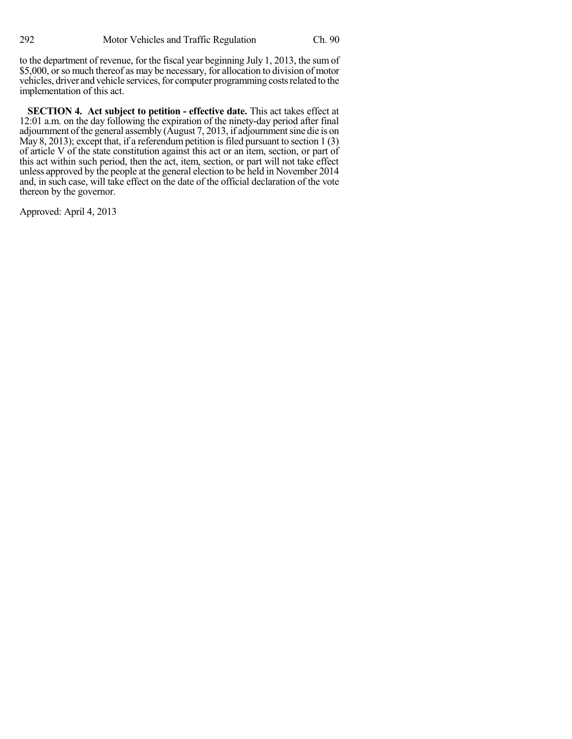to the department of revenue, for the fiscal year beginning July 1, 2013, the sum of $5,000, or so much thereof as may be necessary, for allocation to division of motor vehicles, driver and vehicle services, for computer programming costs related to the implementation of this act.

**SECTION 4. Act subject to petition - effective date.** This act takes effect at 12:01 a.m. on the day following the expiration of the ninety-day period after final adjournment of the general assembly (August 7, 2013, if adjournment sine die is on May 8, 2013); except that, if a referendum petition is filed pursuant to section 1 (3) of article V of the state constitution against this act or an item, section, or part of this act within such period, then the act, item, section, or part will not take effect unless approved by the people at the general election to be held in November 2014 and, in such case, will take effect on the date of the official declaration of the vote thereon by the governor.

Approved: April 4, 2013